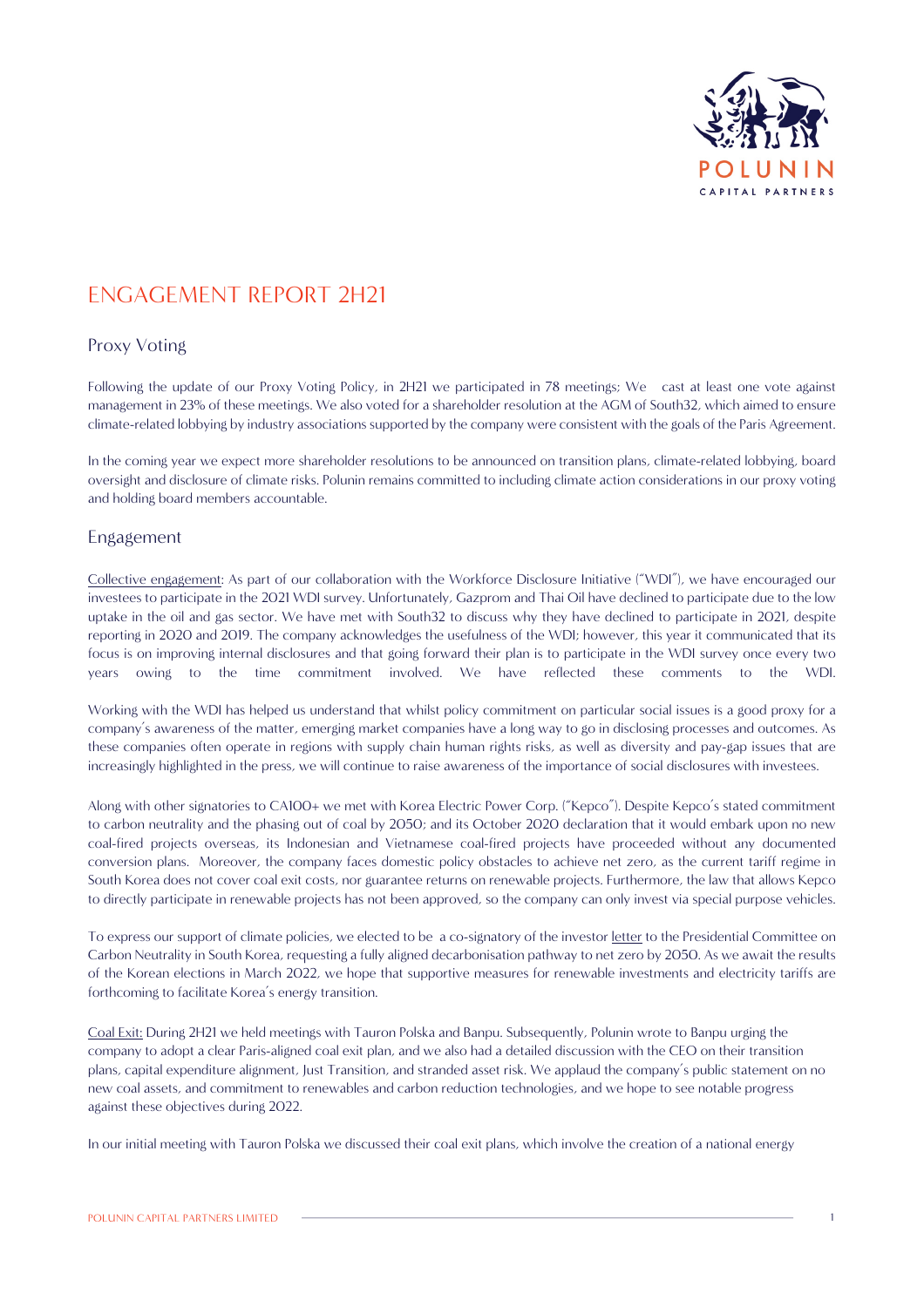# ENGAGEMENT REPORT 2H21

## Proxy Voting

Following the update of our Proxy Voting Policy, in 2H21 we participated in 78 meetings; We cast at least one vote against management in 23% of these meetings. We also voted for a shareholder resolution at the AGM of South32, which aimed to ensure climate-related lobbying by industry associations supported by the company were consistent with the goals of the Paris Agreement.

In the coming year we expect more shareholder resolutions to be announced on transition plans, climate-related lobbying, board oversight and disclosure of climate risks. Polunin remains committed to including climate action considerations in our proxy voting and holding board members accountable.

## Engagement

Collective engagement: As part of our collaboration with the Workforce Disclosure Initiative ("WDI"), we have encouraged our investees to participate in the 2021 WDI survey. Unfortunately, Gazprom and Thai Oil have declined to participate due to the low uptake in the oil and gas sector. We have met with South32 to discuss why they have declined to participate in 2021, despite reporting in 2020 and 2019. The company acknowledges the usefulness of the WDI; however, this year it communicated that its focus is on improving internal disclosures and that going forward their plan is to participate in the WDI survey once every two years owing to the time commitment involved. We have reflected these comments to the WDI.

Working with the WDI has helped us understand that whilst policy commitment on particular social issues is a good proxy for a company's awareness of the matter, emerging market companies have a long way to go in disclosing processes and outcomes. As these companies often operate in regions with supply chain human rights risks, as well as diversity and pay-gap issues that are increasingly highlighted in the press, we will continue to raise awareness of the importance of social disclosures with investees.

Along with other signatories to CA100+ we met with Korea Electric Power Corp. ("Kepco"). Despite Kepco's stated commitment to carbon neutrality and the phasing out of coal by 2050; and its October 2020 declaration that it would embark upon no new coal-fired projects overseas, its Indonesian and Vietnamese coal-fired projects have proceeded without any documented conversion plans. Moreover, the company faces domestic policy obstacles to achieve net zero, as the current tariff regime in South Korea does not cover coal exit costs, nor guarantee returns on renewable projects. Furthermore, the law that allows Kepco to directly participate in renewable projects has not been approved, so the company can only invest via special purpose vehicles.

To express our support of climate policies, we elected to be a co-signatory of the investor letter to the Presidential Committee on Carbon Neutrality in South Korea, requesting a fully aligned decarbonisation pathway to net zero by 2050. As we await the results of the Korean elections in March 2022, we hope that supportive measures for renewable investments and electricity tariffs are forthcoming to facilitate Korea's energy transition.

Coal Exit: During 2H21 we held meetings with Tauron Polska and Banpu. Subsequently, Polunin wrote to Banpu urging the company to adopt a clear Paris-aligned coal exit plan, and we also had a detailed discussion with the CEO on their transition plans, capital expenditure alignment, Just Transition, and stranded asset risk. We applaud the company's public statement on no new coal assets, and commitment to renewables and carbon reduction technologies, and we hope to see notable progress against these objectives during 2022.

In our initial meeting with Tauron Polska we discussed their coal exit plans, which involve the creation of a national energy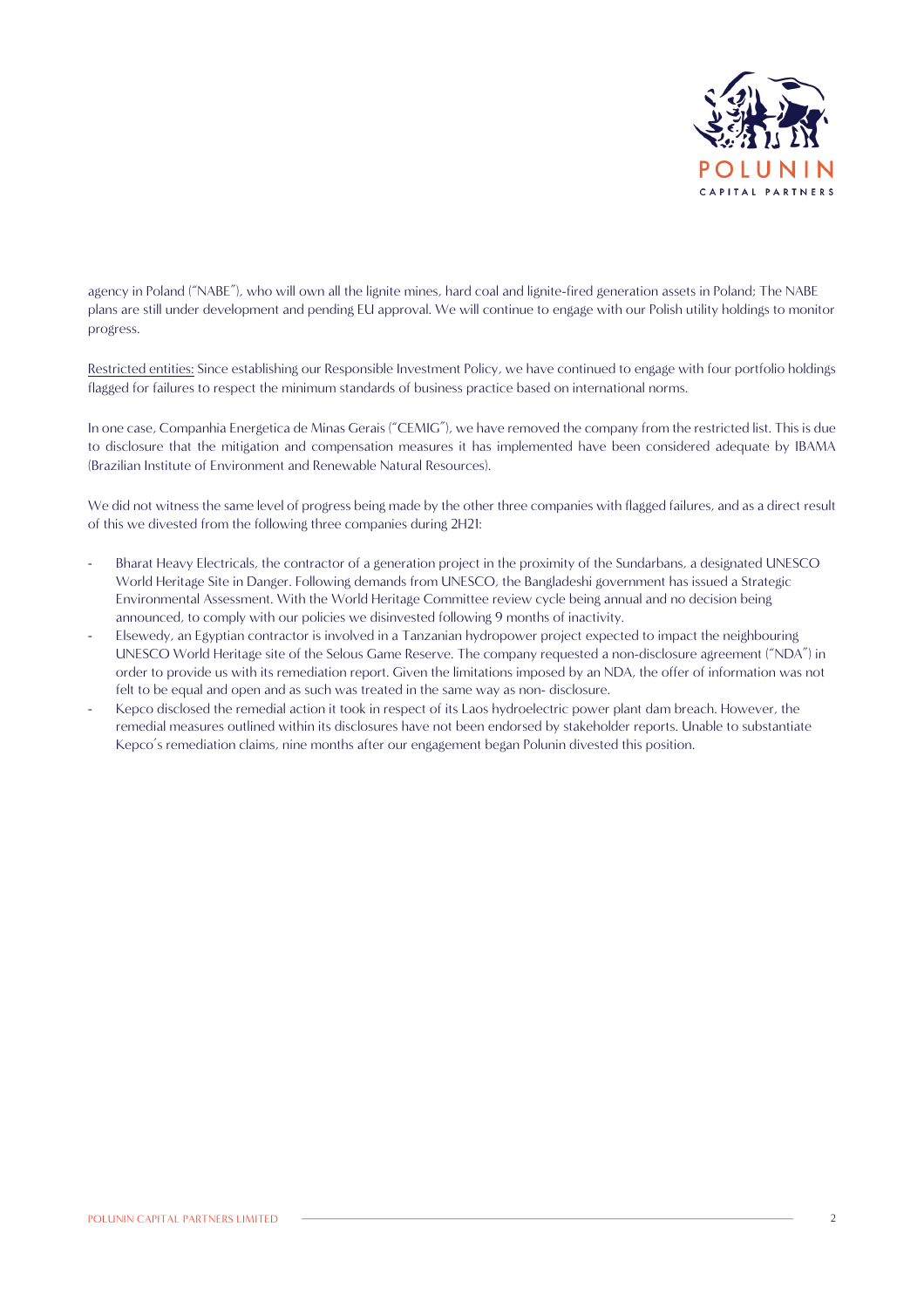agency in Poland ("NABE"), who will own all the lignite mines, hard coal and lignite-fired generation assets in Poland; The NABE plans are still under development and pending EU approval. We will continue to engage with our Polish utility holdings to monitor progress.

Restricted entities: Since establishing our Responsible Investment Policy, we have continued to engage with four portfolio holdings flagged for failures to respect the minimum standards of business practice based on international norms.

In one case, Companhia Energetica de Minas Gerais ("CEMIG"), we have removed the company from the restricted list. This is due to disclosure that the mitigation and compensation measures it has implemented have been considered adequate by IBAMA (Brazilian Institute of Environment and Renewable Natural Resources).

We did not witness the same level of progress being made by the other three companies with flagged failures, and as a direct result of this we divested from the following three companies during 2H21:

- Bharat Heavy Electricals, the contractor of a generation project in the proximity of the Sundarbans, a designated UNESCO World Heritage Site in Danger. Following demands from UNESCO, the Bangladeshi government has issued a Strategic Environmental Assessment. With the World Heritage Committee review cycle being annual and no decision being announced, to comply with our policies we disinvested following 9 months of inactivity.
- Elsewedy, an Egyptian contractor is involved in a Tanzanian hydropower project expected to impact the neighbouring UNESCO World Heritage site of the Selous Game Reserve. The company requested a non-disclosure agreement ("NDA") in order to provide us with its remediation report. Given the limitations imposed by an NDA, the offer of information was not felt to be equal and open and as such was treated in the same way as non- disclosure.
- Kepco disclosed the remedial action it took in respect of its Laos hydroelectric power plant dam breach. However, the remedial measures outlined within its disclosures have not been endorsed by stakeholder reports. Unable to substantiate Kepco's remediation claims, nine months after our engagement began Polunin divested this position.